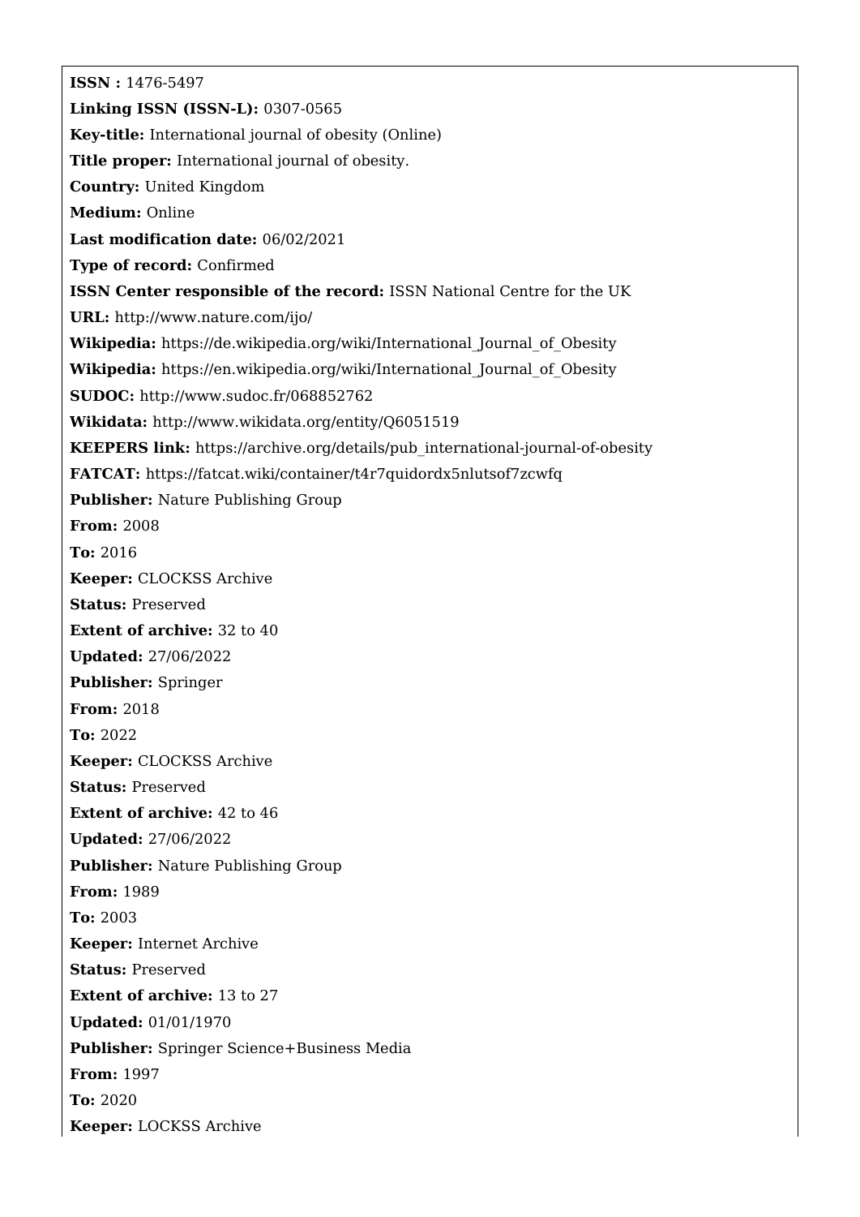**ISSN :** 1476-5497

**Linking ISSN (ISSN-L):** 0307-0565

**Key-title:** International journal of obesity (Online)

**Title proper:** International journal of obesity.

**Country:** United Kingdom

**Medium:** Online

**Last modification date:** 06/02/2021

**Type of record:** Confirmed

**ISSN Center responsible of the record:** ISSN National Centre for the UK

**URL:** http://www.nature.com/ijo/

**Wikipedia:** https://de.wikipedia.org/wiki/International_Journal_of_Obesity

**Wikipedia:** https://en.wikipedia.org/wiki/International_Journal_of_Obesity

**SUDOC:** http://www.sudoc.fr/068852762

**Wikidata:** http://www.wikidata.org/entity/Q6051519

**KEEPERS link:** https://archive.org/details/pub_international-journal-of-obesity

**FATCAT:** https://fatcat.wiki/container/t4r7quidordx5nlutsof7zcwfq

**Publisher:** Nature Publishing Group

**From:** 2008

**To:** 2016

**Keeper:** CLOCKSS Archive

**Status:** Preserved

**Extent of archive:** 32 to 40

**Updated:** 27/06/2022

**Publisher:** Springer

**From:** 2018

**To:** 2022

**Keeper:** CLOCKSS Archive

**Status:** Preserved

**Extent of archive:** 42 to 46

**Updated:** 27/06/2022

**Publisher:** Nature Publishing Group

**From:** 1989

**To:** 2003

**Keeper:** Internet Archive

**Status:** Preserved

**Extent of archive:** 13 to 27

**Updated:** 01/01/1970

**Publisher:** Springer Science+Business Media

**From:** 1997

**To:** 2020

**Keeper:** LOCKSS Archive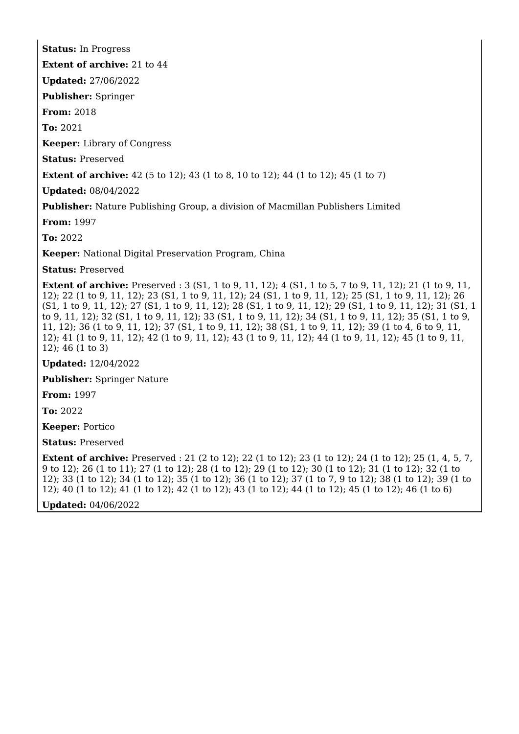**Status:** In Progress

**Extent of archive:** 21 to 44

**Updated:** 27/06/2022

**Publisher:** Springer

**From:** 2018

**To:** 2021

**Keeper:** Library of Congress

**Status:** Preserved

**Extent of archive:** 42 (5 to 12); 43 (1 to 8, 10 to 12); 44 (1 to 12); 45 (1 to 7)

**Updated:** 08/04/2022

**Publisher:** Nature Publishing Group, a division of Macmillan Publishers Limited

**From:** 1997

**To:** 2022

**Keeper:** National Digital Preservation Program, China

**Status:** Preserved

**Extent of archive:** Preserved : 3 (S1, 1 to 9, 11, 12); 4 (S1, 1 to 5, 7 to 9, 11, 12); 21 (1 to 9, 11, 12); 22 (1 to 9, 11, 12); 23 (S1, 1 to 9, 11, 12); 24 (S1, 1 to 9, 11, 12); 25 (S1, 1 to 9, 11, 12); 26 (S1, 1 to 9, 11, 12); 27 (S1, 1 to 9, 11, 12); 28 (S1, 1 to 9, 11, 12); 29 (S1, 1 to 9, 11, 12); 31 (S1, 1 to 9, 11, 12); 32 (S1, 1 to 9, 11, 12); 33 (S1, 1 to 9, 11, 12); 34 (S1, 1 to 9, 11, 12); 35 (S1, 1 to 9, 11, 12); 36 (1 to 9, 11, 12); 37 (S1, 1 to 9, 11, 12); 38 (S1, 1 to 9, 11, 12); 39 (1 to 4, 6 to 9, 11, 12); 41 (1 to 9, 11, 12); 42 (1 to 9, 11, 12); 43 (1 to 9, 11, 12); 44 (1 to 9, 11, 12); 45 (1 to 9, 11, 12); 46 (1 to 3)

**Updated:** 12/04/2022

**Publisher:** Springer Nature

**From:** 1997

**To:** 2022

**Keeper:** Portico

**Status:** Preserved

**Extent of archive:** Preserved : 21 (2 to 12); 22 (1 to 12); 23 (1 to 12); 24 (1 to 12); 25 (1, 4, 5, 7, 9 to 12); 26 (1 to 11); 27 (1 to 12); 28 (1 to 12); 29 (1 to 12); 30 (1 to 12); 31 (1 to 12); 32 (1 to 12); 33 (1 to 12); 34 (1 to 12); 35 (1 to 12); 36 (1 to 12); 37 (1 to 7, 9 to 12); 38 (1 to 12); 39 (1 to 12); 40 (1 to 12); 41 (1 to 12); 42 (1 to 12); 43 (1 to 12); 44 (1 to 12); 45 (1 to 12); 46 (1 to 6)

**Updated:** 04/06/2022